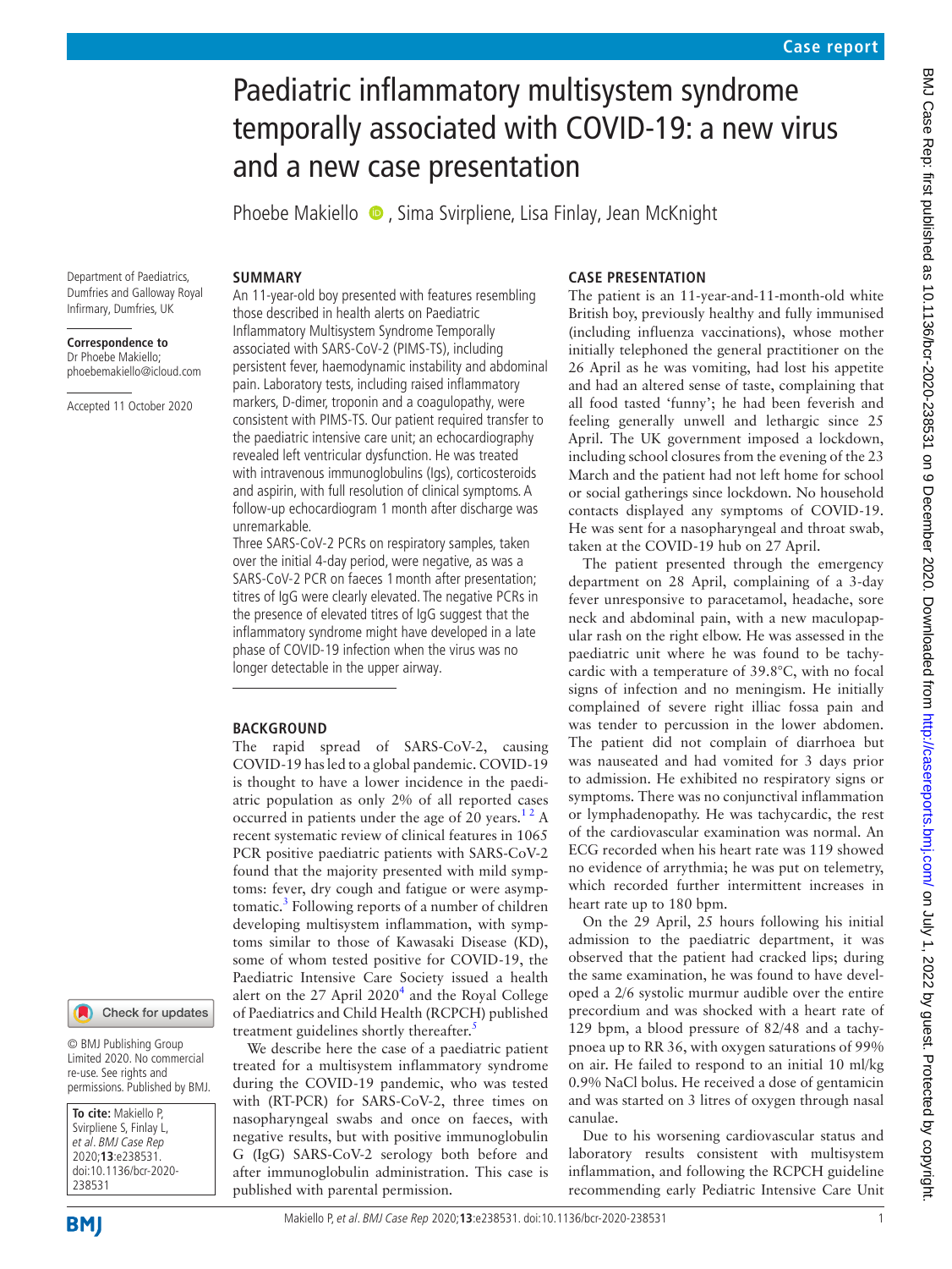Case report

# Paediatric inflammatory multisystem syndrome temporally associated with COVID-19: a new virus and a new case presentation

Phoebe Makiello, Sima Svirpliene, Lisa Finlay, Jean McKnight

Department of Paediatrics, Dumfries and Galloway Royal Infirmary, Dumfries, UK

**Correspondence to** Dr Phoebe Makiello; phoebemakiello@icloud.com

Accepted 11 October 2020

© BMJ Publishing Group Limited 2020. No commercial re-use. See rights and permissions. Published by BMJ.

**To cite:** Makiello P, Svirpliene S, Finlay L, *et al*. *BMJ Case Rep* 2020;**13**:e238531. doi:10.1136/bcr-2020-238531

## SUMMARY

An 11-year-old boy presented with features resembling those described in health alerts on Paediatric Inflammatory Multisystem Syndrome Temporally associated with SARS-CoV-2 (PIMS-TS), including persistent fever, haemodynamic instability and abdominal pain. Laboratory tests, including raised inflammatory markers, D-dimer, troponin and a coagulopathy, were consistent with PIMS-TS. Our patient required transfer to the paediatric intensive care unit; an echocardiography revealed left ventricular dysfunction. He was treated with intravenous immunoglobulins (Igs), corticosteroids and aspirin, with full resolution of clinical symptoms. A follow-up echocardiogram 1 month after discharge was unremarkable.

Three SARS-CoV-2 PCRs on respiratory samples, taken over the initial 4-day period, were negative, as was a SARS-CoV-2 PCR on faeces 1 month after presentation; titres of IgG were clearly elevated. The negative PCRs in the presence of elevated titres of IgG suggest that the inflammatory syndrome might have developed in a late phase of COVID-19 infection when the virus was no longer detectable in the upper airway.

## BACKGROUND

The rapid spread of SARS-CoV-2, causing COVID-19 has led to a global pandemic. COVID-19 is thought to have a lower incidence in the paediatric population as only 2% of all reported cases occurred in patients under the age of 20 years.[1 2] A recent systematic review of clinical features in 1065 PCR positive paediatric patients with SARS-CoV-2 found that the majority presented with mild symptoms: fever, dry cough and fatigue or were asymptomatic.[3] Following reports of a number of children developing multisystem inflammation, with symptoms similar to those of Kawasaki Disease (KD), some of whom tested positive for COVID-19, the Paediatric Intensive Care Society issued a health alert on the 27 April 2020[4] and the Royal College of Paediatrics and Child Health (RCPCH) published treatment guidelines shortly thereafter.[5]

We describe here the case of a paediatric patient treated for a multisystem inflammatory syndrome during the COVID-19 pandemic, who was tested with (RT-PCR) for SARS-CoV-2, three times on nasopharyngeal swabs and once on faeces, with negative results, but with positive immunoglobulin G (IgG) SARS-CoV-2 serology both before and after immunoglobulin administration. This case is published with parental permission.

## CASE PRESENTATION

The patient is an 11-year-and-11-month-old white British boy, previously healthy and fully immunised (including influenza vaccinations), whose mother initially telephoned the general practitioner on the 26 April as he was vomiting, had lost his appetite and had an altered sense of taste, complaining that all food tasted 'funny'; he had been feverish and feeling generally unwell and lethargic since 25 April. The UK government imposed a lockdown, including school closures from the evening of the 23 March and the patient had not left home for school or social gatherings since lockdown. No household contacts displayed any symptoms of COVID-19. He was sent for a nasopharyngeal and throat swab, taken at the COVID-19 hub on 27 April.

The patient presented through the emergency department on 28 April, complaining of a 3-day fever unresponsive to paracetamol, headache, sore neck and abdominal pain, with a new maculopapular rash on the right elbow. He was assessed in the paediatric unit where he was found to be tachycardic with a temperature of 39.8°C, with no focal signs of infection and no meningism. He initially complained of severe right illiac fossa pain and was tender to percussion in the lower abdomen. The patient did not complain of diarrhoea but was nauseated and had vomited for 3 days prior to admission. He exhibited no respiratory signs or symptoms. There was no conjunctival inflammation or lymphadenopathy. He was tachycardic, the rest of the cardiovascular examination was normal. An ECG recorded when his heart rate was 119 showed no evidence of arrythmia; he was put on telemetry, which recorded further intermittent increases in heart rate up to 180 bpm.

On the 29 April, 25 hours following his initial admission to the paediatric department, it was observed that the patient had cracked lips; during the same examination, he was found to have developed a 2/6 systolic murmur audible over the entire precordium and was shocked with a heart rate of 129 bpm, a blood pressure of 82/48 and a tachypnoea up to RR 36, with oxygen saturations of 99% on air. He failed to respond to an initial 10 ml/kg 0.9% NaCl bolus. He received a dose of gentamicin and was started on 3 litres of oxygen through nasal canulae.

Due to his worsening cardiovascular status and laboratory results consistent with multisystem inflammation, and following the RCPCH guideline recommending early Pediatric Intensive Care Unit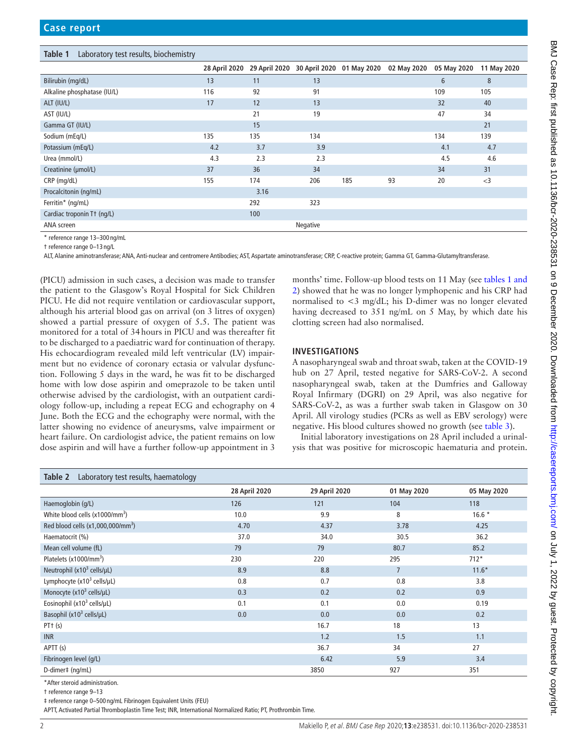**Table 1** Laboratory test results, biochemistry

| | 28 April 2020 | 29 April 2020 | 30 April 2020 | 01 May 2020 | 02 May 2020 | 05 May 2020 | 11 May 2020 |
|---|---|---|---|---|---|---|---|
| Bilirubin (mg/dL) | 13 | 11 | 13 | | | 6 | 8 |
| Alkaline phosphatase (IU/L) | 116 | 92 | 91 | | | 109 | 105 |
| ALT (IU/L) | 17 | 12 | 13 | | | 32 | 40 |
| AST (IU/L) | | 21 | 19 | | | 47 | 34 |
| Gamma GT (IU/L) | | 15 | | | | | 21 |
| Sodium (mEq/L) | 135 | 135 | 134 | | | 134 | 139 |
| Potassium (mEq/L) | 4.2 | 3.7 | 3.9 | | | 4.1 | 4.7 |
| Urea (mmol/L) | 4.3 | 2.3 | 2.3 | | | 4.5 | 4.6 |
| Creatinine (µmol/L) | 37 | 36 | 34 | | | 34 | 31 |
| CRP (mg/dL) | 155 | 174 | 206 | 185 | 93 | 20 | <3 |
| Procalcitonin (ng/mL) | | 3.16 | | | | | |
| Ferritin* (ng/mL) | | 292 | 323 | | | | |
| Cardiac troponin T† (ng/L) | | 100 | | | | | |
| ANA screen | | | Negative | | | | |

\* reference range 13–300 ng/mL

† reference range 0–13 ng/L

ALT, Alanine aminotransferase; ANA, Anti-nuclear and centromere Antibodies; AST, Aspartate aminotransferase; CRP, C-reactive protein; Gamma GT, Gamma-Glutamyltransferase.

(PICU) admission in such cases, a decision was made to transfer the patient to the Glasgow's Royal Hospital for Sick Children PICU. He did not require ventilation or cardiovascular support, although his arterial blood gas on arrival (on 3 litres of oxygen) showed a partial pressure of oxygen of 5.5. The patient was monitored for a total of 34 hours in PICU and was thereafter fit to be discharged to a paediatric ward for continuation of therapy. His echocardiogram revealed mild left ventricular (LV) impairment but no evidence of coronary ectasia or valvular dysfunction. Following 5 days in the ward, he was fit to be discharged home with low dose aspirin and omeprazole to be taken until otherwise advised by the cardiologist, with an outpatient cardiology follow-up, including a repeat ECG and echography on 4 June. Both the ECG and the echography were normal, with the latter showing no evidence of aneurysms, valve impairment or heart failure. On cardiologist advice, the patient remains on low dose aspirin and will have a further follow-up appointment in 3 months' time. Follow-up blood tests on 11 May (see tables 1 and 2) showed that he was no longer lymphopenic and his CRP had normalised to <3 mg/dL; his D-dimer was no longer elevated having decreased to 351 ng/mL on 5 May, by which date his clotting screen had also normalised.

## INVESTIGATIONS

A nasopharyngeal swab and throat swab, taken at the COVID-19 hub on 27 April, tested negative for SARS-CoV-2. A second nasopharyngeal swab, taken at the Dumfries and Galloway Royal Infirmary (DGRI) on 29 April, was also negative for SARS-CoV-2, as was a further swab taken in Glasgow on 30 April. All virology studies (PCRs as well as EBV serology) were negative. His blood cultures showed no growth (see table 3).

Initial laboratory investigations on 28 April included a urinalysis that was positive for microscopic haematuria and protein.

**Table 2** Laboratory test results, haematology

| | 28 April 2020 | 29 April 2020 | 01 May 2020 | 05 May 2020 |
|---|---|---|---|---|
| Haemoglobin (g/L) | 126 | 121 | 104 | 118 |
| White blood cells (x1000/mm$^3$) | 10.0 | 9.9 | 8 | 16.6 * |
| Red blood cells (x1,000,000/mm$^3$) | 4.70 | 4.37 | 3.78 | 4.25 |
| Haematocrit (%) | 37.0 | 34.0 | 30.5 | 36.2 |
| Mean cell volume (fL) | 79 | 79 | 80.7 | 85.2 |
| Platelets (x1000/mm$^3$) | 230 | 220 | 295 | 712* |
| Neutrophil (x10$^3$ cells/µL) | 8.9 | 8.8 | 7 | 11.6* |
| Lymphocyte (x10$^3$ cells/µL) | 0.8 | 0.7 | 0.8 | 3.8 |
| Monocyte (x10$^3$ cells/µL) | 0.3 | 0.2 | 0.2 | 0.9 |
| Eosinophil (x10$^3$ cells/µL) | 0.1 | 0.1 | 0.0 | 0.19 |
| Basophil (x10$^3$ cells/µL) | 0.0 | 0.0 | 0.0 | 0.2 |
| PT† (s) | | 16.7 | 18 | 13 |
| INR | | 1.2 | 1.5 | 1.1 |
| APTT (s) | | 36.7 | 34 | 27 |
| Fibrinogen level (g/L) | | 6.42 | 5.9 | 3.4 |
| D-dimer‡ (ng/mL) | | 3850 | 927 | 351 |

\*After steroid administration.

† reference range 9–13

‡ reference range 0–500 ng/mL Fibrinogen Equivalent Units (FEU)

APTT, Activated Partial Thromboplastin Time Test; INR, International Normalized Ratio; PT, Prothrombin Time.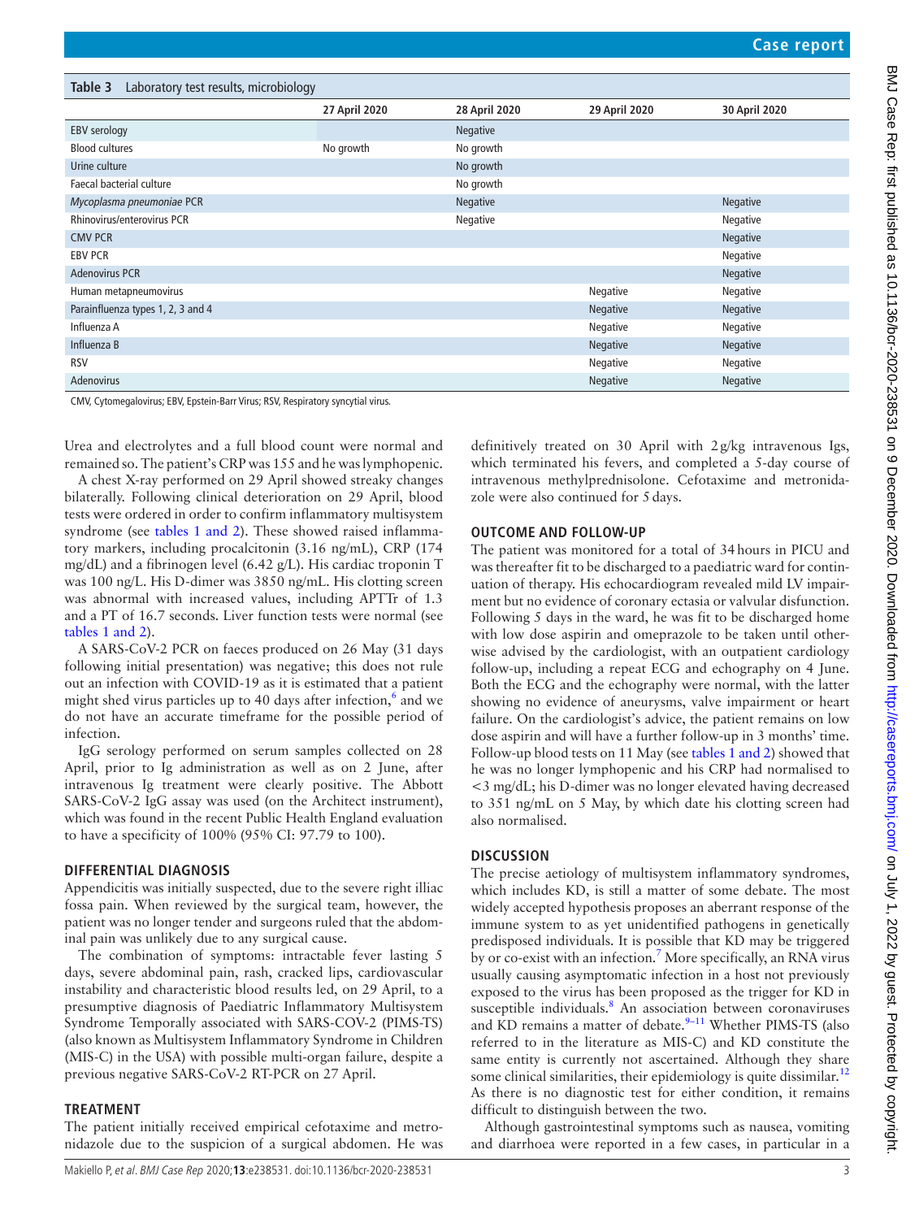**Table 3** Laboratory test results, microbiology

| | 27 April 2020 | 28 April 2020 | 29 April 2020 | 30 April 2020 |
|---|---|---|---|---|
| EBV serology | | Negative | | |
| Blood cultures | No growth | No growth | | |
| Urine culture | | No growth | | |
| Faecal bacterial culture | | No growth | | |
| *Mycoplasma pneumoniae* PCR | | Negative | | Negative |
| Rhinovirus/enterovirus PCR | | Negative | | Negative |
| CMV PCR | | | | Negative |
| EBV PCR | | | | Negative |
| Adenovirus PCR | | | | Negative |
| Human metapneumovirus | | | Negative | Negative |
| Parainfluenza types 1, 2, 3 and 4 | | | Negative | Negative |
| Influenza A | | | Negative | Negative |
| Influenza B | | | Negative | Negative |
| RSV | | | Negative | Negative |
| Adenovirus | | | Negative | Negative |

CMV, Cytomegalovirus; EBV, Epstein-Barr Virus; RSV, Respiratory syncytial virus.

Urea and electrolytes and a full blood count were normal and remained so. The patient's CRP was 155 and he was lymphopenic.

A chest X-ray performed on 29 April showed streaky changes bilaterally. Following clinical deterioration on 29 April, blood tests were ordered in order to confirm inflammatory multisystem syndrome (see tables 1 and 2). These showed raised inflammatory markers, including procalcitonin (3.16 ng/mL), CRP (174 mg/dL) and a fibrinogen level (6.42 g/L). His cardiac troponin T was 100 ng/L. His D-dimer was 3850 ng/mL. His clotting screen was abnormal with increased values, including APTTr of 1.3 and a PT of 16.7 seconds. Liver function tests were normal (see tables 1 and 2).

A SARS-CoV-2 PCR on faeces produced on 26 May (31 days following initial presentation) was negative; this does not rule out an infection with COVID-19 as it is estimated that a patient might shed virus particles up to 40 days after infection,[6] and we do not have an accurate timeframe for the possible period of infection.

IgG serology performed on serum samples collected on 28 April, prior to Ig administration as well as on 2 June, after intravenous Ig treatment were clearly positive. The Abbott SARS-CoV-2 IgG assay was used (on the Architect instrument), which was found in the recent Public Health England evaluation to have a specificity of 100% (95% CI: 97.79 to 100).

## DIFFERENTIAL DIAGNOSIS

Appendicitis was initially suspected, due to the severe right illiac fossa pain. When reviewed by the surgical team, however, the patient was no longer tender and surgeons ruled that the abdominal pain was unlikely due to any surgical cause.

The combination of symptoms: intractable fever lasting 5 days, severe abdominal pain, rash, cracked lips, cardiovascular instability and characteristic blood results led, on 29 April, to a presumptive diagnosis of Paediatric Inflammatory Multisystem Syndrome Temporally associated with SARS-COV-2 (PIMS-TS) (also known as Multisystem Inflammatory Syndrome in Children (MIS-C) in the USA) with possible multi-organ failure, despite a previous negative SARS-CoV-2 RT-PCR on 27 April.

## TREATMENT

The patient initially received empirical cefotaxime and metronidazole due to the suspicion of a surgical abdomen. He was definitively treated on 30 April with 2 g/kg intravenous Igs, which terminated his fevers, and completed a 5-day course of intravenous methylprednisolone. Cefotaxime and metronidazole were also continued for 5 days.

## OUTCOME AND FOLLOW-UP

The patient was monitored for a total of 34 hours in PICU and was thereafter fit to be discharged to a paediatric ward for continuation of therapy. His echocardiogram revealed mild LV impairment but no evidence of coronary ectasia or valvular disfunction. Following 5 days in the ward, he was fit to be discharged home with low dose aspirin and omeprazole to be taken until otherwise advised by the cardiologist, with an outpatient cardiology follow-up, including a repeat ECG and echography on 4 June. Both the ECG and the echography were normal, with the latter showing no evidence of aneurysms, valve impairment or heart failure. On the cardiologist's advice, the patient remains on low dose aspirin and will have a further follow-up in 3 months' time. Follow-up blood tests on 11 May (see tables 1 and 2) showed that he was no longer lymphopenic and his CRP had normalised to <3 mg/dL; his D-dimer was no longer elevated having decreased to 351 ng/mL on 5 May, by which date his clotting screen had also normalised.

## DISCUSSION

The precise aetiology of multisystem inflammatory syndromes, which includes KD, is still a matter of some debate. The most widely accepted hypothesis proposes an aberrant response of the immune system to as yet unidentified pathogens in genetically predisposed individuals. It is possible that KD may be triggered by or co-exist with an infection.[7] More specifically, an RNA virus usually causing asymptomatic infection in a host not previously exposed to the virus has been proposed as the trigger for KD in susceptible individuals.[8] An association between coronaviruses and KD remains a matter of debate.[9–11] Whether PIMS-TS (also referred to in the literature as MIS-C) and KD constitute the same entity is currently not ascertained. Although they share some clinical similarities, their epidemiology is quite dissimilar.[12] As there is no diagnostic test for either condition, it remains difficult to distinguish between the two.

Although gastrointestinal symptoms such as nausea, vomiting and diarrhoea were reported in a few cases, in particular in a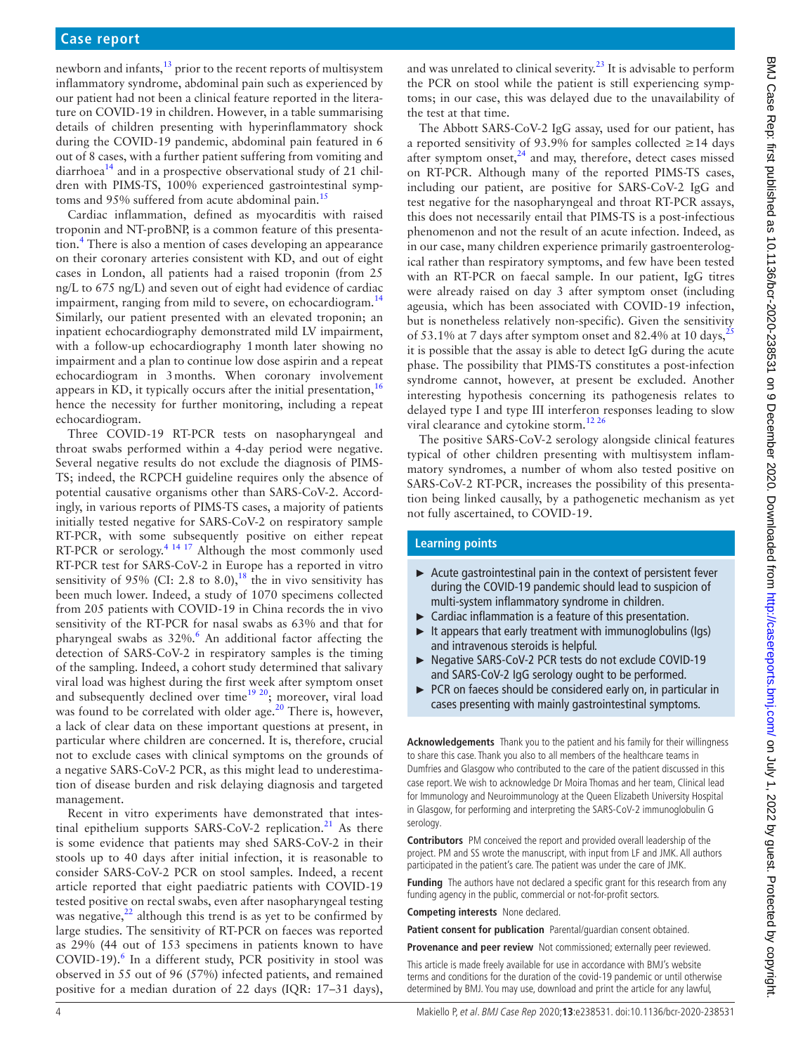newborn and infants,[13] prior to the recent reports of multisystem inflammatory syndrome, abdominal pain such as experienced by our patient had not been a clinical feature reported in the literature on COVID-19 in children. However, in a table summarising details of children presenting with hyperinflammatory shock during the COVID-19 pandemic, abdominal pain featured in 6 out of 8 cases, with a further patient suffering from vomiting and diarrhoea[14] and in a prospective observational study of 21 children with PIMS-TS, 100% experienced gastrointestinal symptoms and 95% suffered from acute abdominal pain.[15]

Cardiac inflammation, defined as myocarditis with raised troponin and NT-proBNP, is a common feature of this presentation.[4] There is also a mention of cases developing an appearance on their coronary arteries consistent with KD, and out of eight cases in London, all patients had a raised troponin (from 25 ng/L to 675 ng/L) and seven out of eight had evidence of cardiac impairment, ranging from mild to severe, on echocardiogram.[14] Similarly, our patient presented with an elevated troponin; an inpatient echocardiography demonstrated mild LV impairment, with a follow-up echocardiography 1 month later showing no impairment and a plan to continue low dose aspirin and a repeat echocardiogram in 3 months. When coronary involvement appears in KD, it typically occurs after the initial presentation,[16] hence the necessity for further monitoring, including a repeat echocardiogram.

Three COVID-19 RT-PCR tests on nasopharyngeal and throat swabs performed within a 4-day period were negative. Several negative results do not exclude the diagnosis of PIMS-TS; indeed, the RCPCH guideline requires only the absence of potential causative organisms other than SARS-CoV-2. Accordingly, in various reports of PIMS-TS cases, a majority of patients initially tested negative for SARS-CoV-2 on respiratory sample RT-PCR, with some subsequently positive on either repeat RT-PCR or serology.[4 14 17] Although the most commonly used RT-PCR test for SARS-CoV-2 in Europe has a reported in vitro sensitivity of 95% (CI: 2.8 to 8.0),[18] the in vivo sensitivity has been much lower. Indeed, a study of 1070 specimens collected from 205 patients with COVID-19 in China records the in vivo sensitivity of the RT-PCR for nasal swabs as 63% and that for pharyngeal swabs as 32%.[6] An additional factor affecting the detection of SARS-CoV-2 in respiratory samples is the timing of the sampling. Indeed, a cohort study determined that salivary viral load was highest during the first week after symptom onset and subsequently declined over time[19 20]; moreover, viral load was found to be correlated with older age.[20] There is, however, a lack of clear data on these important questions at present, in particular where children are concerned. It is, therefore, crucial not to exclude cases with clinical symptoms on the grounds of a negative SARS-CoV-2 PCR, as this might lead to underestimation of disease burden and risk delaying diagnosis and targeted management.

Recent in vitro experiments have demonstrated that intestinal epithelium supports SARS-CoV-2 replication.[21] As there is some evidence that patients may shed SARS-CoV-2 in their stools up to 40 days after initial infection, it is reasonable to consider SARS-CoV-2 PCR on stool samples. Indeed, a recent article reported that eight paediatric patients with COVID-19 tested positive on rectal swabs, even after nasopharyngeal testing was negative,[22] although this trend is as yet to be confirmed by large studies. The sensitivity of RT-PCR on faeces was reported as 29% (44 out of 153 specimens in patients known to have COVID-19).[6] In a different study, PCR positivity in stool was observed in 55 out of 96 (57%) infected patients, and remained positive for a median duration of 22 days (IQR: 17–31 days), and was unrelated to clinical severity.[23] It is advisable to perform the PCR on stool while the patient is still experiencing symptoms; in our case, this was delayed due to the unavailability of the test at that time.

The Abbott SARS-CoV-2 IgG assay, used for our patient, has a reported sensitivity of 93.9% for samples collected ≥14 days after symptom onset,[24] and may, therefore, detect cases missed on RT-PCR. Although many of the reported PIMS-TS cases, including our patient, are positive for SARS-CoV-2 IgG and test negative for the nasopharyngeal and throat RT-PCR assays, this does not necessarily entail that PIMS-TS is a post-infectious phenomenon and not the result of an acute infection. Indeed, as in our case, many children experience primarily gastroenterological rather than respiratory symptoms, and few have been tested with an RT-PCR on faecal sample. In our patient, IgG titres were already raised on day 3 after symptom onset (including ageusia, which has been associated with COVID-19 infection, but is nonetheless relatively non-specific). Given the sensitivity of 53.1% at 7 days after symptom onset and 82.4% at 10 days,[25] it is possible that the assay is able to detect IgG during the acute phase. The possibility that PIMS-TS constitutes a post-infection syndrome cannot, however, at present be excluded. Another interesting hypothesis concerning its pathogenesis relates to delayed type I and type III interferon responses leading to slow viral clearance and cytokine storm.[12 26]

The positive SARS-CoV-2 serology alongside clinical features typical of other children presenting with multisystem inflammatory syndromes, a number of whom also tested positive on SARS-CoV-2 RT-PCR, increases the possibility of this presentation being linked causally, by a pathogenetic mechanism as yet not fully ascertained, to COVID-19.

## Learning points

- Acute gastrointestinal pain in the context of persistent fever during the COVID-19 pandemic should lead to suspicion of multi-system inflammatory syndrome in children.
- Cardiac inflammation is a feature of this presentation.
- It appears that early treatment with immunoglobulins (Igs) and intravenous steroids is helpful.
- Negative SARS-CoV-2 PCR tests do not exclude COVID-19 and SARS-CoV-2 IgG serology ought to be performed.
- PCR on faeces should be considered early on, in particular in cases presenting with mainly gastrointestinal symptoms.

**Acknowledgements** Thank you to the patient and his family for their willingness to share this case. Thank you also to all members of the healthcare teams in Dumfries and Glasgow who contributed to the care of the patient discussed in this case report. We wish to acknowledge Dr Moira Thomas and her team, Clinical lead for Immunology and Neuroimmunology at the Queen Elizabeth University Hospital in Glasgow, for performing and interpreting the SARS-CoV-2 immunoglobulin G serology.

**Contributors** PM conceived the report and provided overall leadership of the project. PM and SS wrote the manuscript, with input from LF and JMK. All authors participated in the patient's care. The patient was under the care of JMK.

**Funding** The authors have not declared a specific grant for this research from any funding agency in the public, commercial or not-for-profit sectors.

**Competing interests** None declared.

**Patient consent for publication** Parental/guardian consent obtained.

**Provenance and peer review** Not commissioned; externally peer reviewed.

This article is made freely available for use in accordance with BMJ's website terms and conditions for the duration of the covid-19 pandemic or until otherwise determined by BMJ. You may use, download and print the article for any lawful,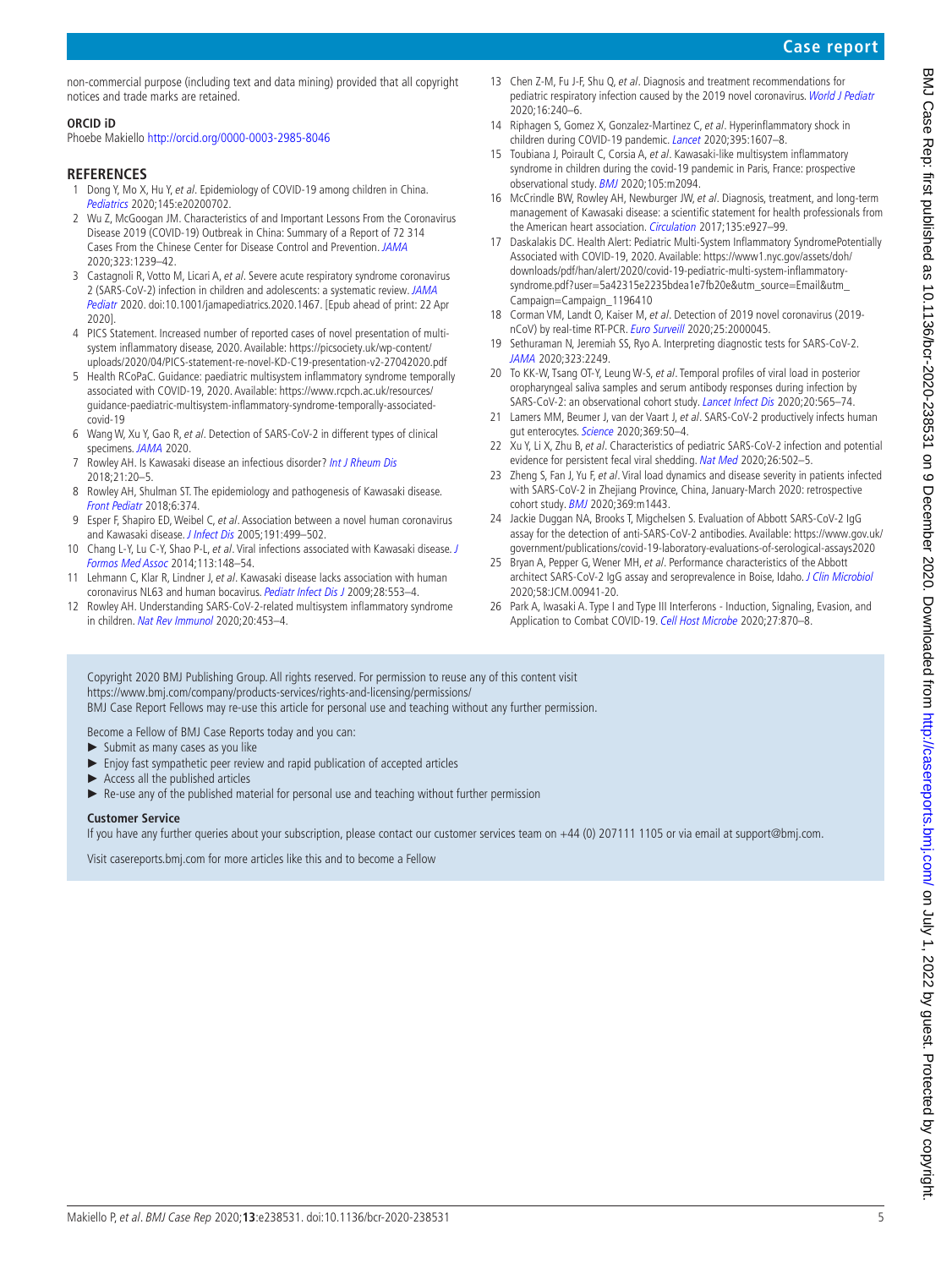non-commercial purpose (including text and data mining) provided that all copyright notices and trade marks are retained.

**ORCID iD**

Phoebe Makiello http://orcid.org/0000-0003-2985-8046

## REFERENCES

1. Dong Y, Mo X, Hu Y, *et al*. Epidemiology of COVID-19 among children in China. *Pediatrics* 2020;145:e20200702.
2. Wu Z, McGoogan JM. Characteristics of and Important Lessons From the Coronavirus Disease 2019 (COVID-19) Outbreak in China: Summary of a Report of 72 314 Cases From the Chinese Center for Disease Control and Prevention. *JAMA* 2020;323:1239–42.
3. Castagnoli R, Votto M, Licari A, *et al*. Severe acute respiratory syndrome coronavirus 2 (SARS-CoV-2) infection in children and adolescents: a systematic review. *JAMA Pediatr* 2020. doi:10.1001/jamapediatrics.2020.1467. [Epub ahead of print: 22 Apr 2020].
4. PICS Statement. Increased number of reported cases of novel presentation of multi-system inflammatory disease, 2020. Available: https://picsociety.uk/wp-content/uploads/2020/04/PICS-statement-re-novel-KD-C19-presentation-v2-27042020.pdf
5. Health RCoPaC. Guidance: paediatric multisystem inflammatory syndrome temporally associated with COVID-19, 2020. Available: https://www.rcpch.ac.uk/resources/guidance-paediatric-multisystem-inflammatory-syndrome-temporally-associated-covid-19
6. Wang W, Xu Y, Gao R, *et al*. Detection of SARS-CoV-2 in different types of clinical specimens. *JAMA* 2020.
7. Rowley AH. Is Kawasaki disease an infectious disorder? *Int J Rheum Dis* 2018;21:20–5.
8. Rowley AH, Shulman ST. The epidemiology and pathogenesis of Kawasaki disease. *Front Pediatr* 2018;6:374.
9. Esper F, Shapiro ED, Weibel C, *et al*. Association between a novel human coronavirus and Kawasaki disease. *J Infect Dis* 2005;191:499–502.
10. Chang L-Y, Lu C-Y, Shao P-L, *et al*. Viral infections associated with Kawasaki disease. *J Formos Med Assoc* 2014;113:148–54.
11. Lehmann C, Klar R, Lindner J, *et al*. Kawasaki disease lacks association with human coronavirus NL63 and human bocavirus. *Pediatr Infect Dis J* 2009;28:553–4.
12. Rowley AH. Understanding SARS-CoV-2-related multisystem inflammatory syndrome in children. *Nat Rev Immunol* 2020;20:453–4.
13. Chen Z-M, Fu J-F, Shu Q, *et al*. Diagnosis and treatment recommendations for pediatric respiratory infection caused by the 2019 novel coronavirus. *World J Pediatr* 2020;16:240–6.
14. Riphagen S, Gomez X, Gonzalez-Martinez C, *et al*. Hyperinflammatory shock in children during COVID-19 pandemic. *Lancet* 2020;395:1607–8.
15. Toubiana J, Poirault C, Corsia A, *et al*. Kawasaki-like multisystem inflammatory syndrome in children during the covid-19 pandemic in Paris, France: prospective observational study. *BMJ* 2020;105:m2094.
16. McCrindle BW, Rowley AH, Newburger JW, *et al*. Diagnosis, treatment, and long-term management of Kawasaki disease: a scientific statement for health professionals from the American heart association. *Circulation* 2017;135:e927–99.
17. Daskalakis DC. Health Alert: Pediatric Multi-System Inflammatory SyndromePotentially Associated with COVID-19, 2020. Available: https://www1.nyc.gov/assets/doh/downloads/pdf/han/alert/2020/covid-19-pediatric-multi-system-inflammatory-syndrome.pdf?user=5a42315e2235bdea1e7fb20e&utm_source=Email&utm_Campaign=Campaign_1196410
18. Corman VM, Landt O, Kaiser M, *et al*. Detection of 2019 novel coronavirus (2019-nCoV) by real-time RT-PCR. *Euro Surveill* 2020;25:2000045.
19. Sethuraman N, Jeremiah SS, Ryo A. Interpreting diagnostic tests for SARS-CoV-2. *JAMA* 2020;323:2249.
20. To KK-W, Tsang OT-Y, Leung W-S, *et al*. Temporal profiles of viral load in posterior oropharyngeal saliva samples and serum antibody responses during infection by SARS-CoV-2: an observational cohort study. *Lancet Infect Dis* 2020;20:565–74.
21. Lamers MM, Beumer J, van der Vaart J, *et al*. SARS-CoV-2 productively infects human gut enterocytes. *Science* 2020;369:50–4.
22. Xu Y, Li X, Zhu B, *et al*. Characteristics of pediatric SARS-CoV-2 infection and potential evidence for persistent fecal viral shedding. *Nat Med* 2020;26:502–5.
23. Zheng S, Fan J, Yu F, *et al*. Viral load dynamics and disease severity in patients infected with SARS-CoV-2 in Zhejiang Province, China, January-March 2020: retrospective cohort study. *BMJ* 2020;369:m1443.
24. Jackie Duggan NA, Brooks T, Migchelsen S. Evaluation of Abbott SARS-CoV-2 IgG assay for the detection of anti-SARS-CoV-2 antibodies. Available: https://www.gov.uk/government/publications/covid-19-laboratory-evaluations-of-serological-assays2020
25. Bryan A, Pepper G, Wener MH, *et al*. Performance characteristics of the Abbott architect SARS-CoV-2 IgG assay and seroprevalence in Boise, Idaho. *J Clin Microbiol* 2020;58:JCM.00941-20.
26. Park A, Iwasaki A. Type I and Type III Interferons - Induction, Signaling, Evasion, and Application to Combat COVID-19. *Cell Host Microbe* 2020;27:870–8.

Copyright 2020 BMJ Publishing Group. All rights reserved. For permission to reuse any of this content visit https://www.bmj.com/company/products-services/rights-and-licensing/permissions/
BMJ Case Report Fellows may re-use this article for personal use and teaching without any further permission.

Become a Fellow of BMJ Case Reports today and you can:

- Submit as many cases as you like
- Enjoy fast sympathetic peer review and rapid publication of accepted articles
- Access all the published articles
- Re-use any of the published material for personal use and teaching without further permission

**Customer Service**

If you have any further queries about your subscription, please contact our customer services team on +44 (0) 207111 1105 or via email at support@bmj.com.

Visit casereports.bmj.com for more articles like this and to become a Fellow